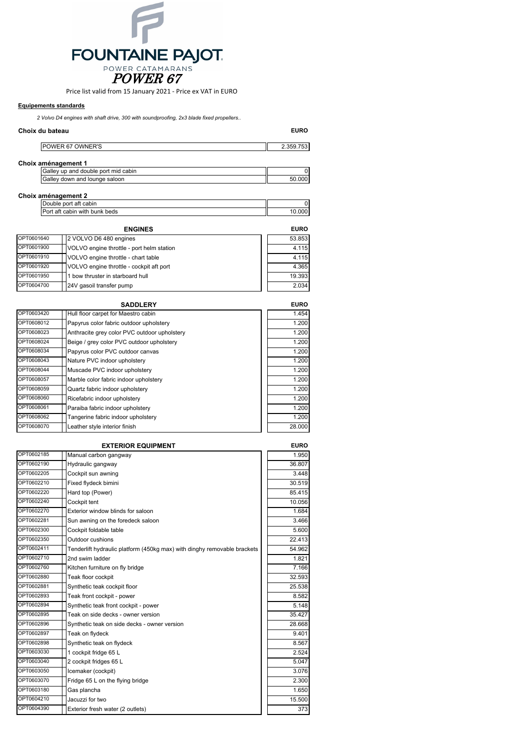# FOUNTAINE PAJOT

POWER CATAMARANS

## *POWER 67*

Price list valid from 15 January 2021 - Price ex VAT in EURO

**Equipements standards**

*2 Volvo D4 engines with shaft drive, 300 with soundproofing, 2x3 blade fixed propellers..*

**Choix du bateau**

| | EURO |
|---|---|
| POWER 67 OWNER'S | 2.359.753 |

**Choix aménagement 1**

| | |
|---|---|
| Galley up and double port mid cabin | 0 |
| Galley down and lounge saloon | 50.000 |

**Choix aménagement 2**

| | |
|---|---|
| Double port aft cabin | 0 |
| Port aft cabin with bunk beds | 10.000 |

| | ENGINES | EURO |
|---|---|---|
| OPT0601640 | 2 VOLVO D6 480 engines | 53.853 |
| OPT0601900 | VOLVO engine throttle - port helm station | 4.115 |
| OPT0601910 | VOLVO engine throttle - chart table | 4.115 |
| OPT0601920 | VOLVO engine throttle - cockpit aft port | 4.365 |
| OPT0601950 | 1 bow thruster in starboard hull | 19.393 |
| OPT0604700 | 24V gasoil transfer pump | 2.034 |

| | SADDLERY | EURO |
|---|---|---|
| OPT0603420 | Hull floor carpet for Maestro cabin | 1.454 |
| OPT0608012 | Papyrus color fabric outdoor upholstery | 1.200 |
| OPT0608023 | Anthracite grey color PVC outdoor upholstery | 1.200 |
| OPT0608024 | Beige / grey color PVC outdoor upholstery | 1.200 |
| OPT0608034 | Papyrus color PVC outdoor canvas | 1.200 |
| OPT0608043 | Nature PVC indoor upholstery | 1.200 |
| OPT0608044 | Muscade PVC indoor upholstery | 1.200 |
| OPT0608057 | Marble color fabric indoor upholstery | 1.200 |
| OPT0608059 | Quartz fabric indoor upholstery | 1.200 |
| OPT0608060 | Ricefabric indoor upholstery | 1.200 |
| OPT0608061 | Paraiba fabric indoor upholstery | 1.200 |
| OPT0608062 | Tangerine fabric indoor upholstery | 1.200 |
| OPT0608070 | Leather style interior finish | 28.000 |

| | EXTERIOR EQUIPMENT | EURO |
|---|---|---|
| OPT0602185 | Manual carbon gangway | 1.950 |
| OPT0602190 | Hydraulic gangway | 36.807 |
| OPT0602205 | Cockpit sun awning | 3.448 |
| OPT0602210 | Fixed flydeck bimini | 30.519 |
| OPT0602220 | Hard top (Power) | 85.415 |
| OPT0602240 | Cockpit tent | 10.056 |
| OPT0602270 | Exterior window blinds for saloon | 1.684 |
| OPT0602281 | Sun awning on the foredeck saloon | 3.466 |
| OPT0602300 | Cockpit foldable table | 5.600 |
| OPT0602350 | Outdoor cushions | 22.413 |
| OPT0602411 | Tenderlift hydraulic platform (450kg max) with dinghy removable brackets | 54.962 |
| OPT0602710 | 2nd swim ladder | 1.821 |
| OPT0602760 | Kitchen furniture on fly bridge | 7.166 |
| OPT0602880 | Teak floor cockpit | 32.593 |
| OPT0602881 | Synthetic teak cockpit floor | 25.538 |
| OPT0602893 | Teak front cockpit - power | 8.582 |
| OPT0602894 | Synthetic teak front cockpit - power | 5.148 |
| OPT0602895 | Teak on side decks - owner version | 35.427 |
| OPT0602896 | Synthetic teak on side decks - owner version | 28.668 |
| OPT0602897 | Teak on flydeck | 9.401 |
| OPT0602898 | Synthetic teak on flydeck | 8.567 |
| OPT0603030 | 1 cockpit fridge 65 L | 2.524 |
| OPT0603040 | 2 cockpit fridges 65 L | 5.047 |
| OPT0603050 | Icemaker (cockpit) | 3.076 |
| OPT0603070 | Fridge 65 L on the flying bridge | 2.300 |
| OPT0603180 | Gas plancha | 1.650 |
| OPT0604210 | Jacuzzi for two | 15.500 |
| OPT0604390 | Exterior fresh water (2 outlets) | 373 |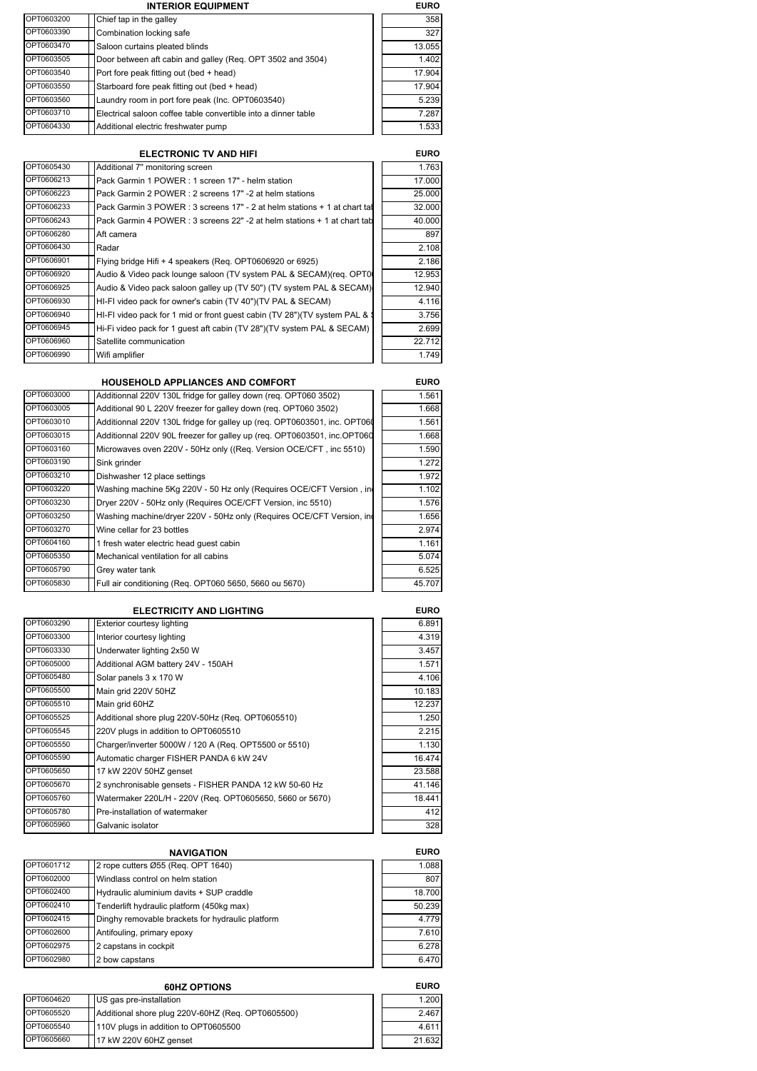## INTERIOR EQUIPMENT

| | | EURO |
|---|---|---|
| OPT0603200 | Chief tap in the galley | 358 |
| OPT0603390 | Combination locking safe | 327 |
| OPT0603470 | Saloon curtains pleated blinds | 13.055 |
| OPT0603505 | Door between aft cabin and galley (Req. OPT 3502 and 3504) | 1.402 |
| OPT0603540 | Port fore peak fitting out (bed + head) | 17.904 |
| OPT0603550 | Starboard fore peak fitting out (bed + head) | 17.904 |
| OPT0603560 | Laundry room in port fore peak (Inc. OPT0603540) | 5.239 |
| OPT0603710 | Electrical saloon coffee table convertible into a dinner table | 7.287 |
| OPT0604330 | Additional electric freshwater pump | 1.533 |

## ELECTRONIC TV AND HIFI

| | | EURO |
|---|---|---|
| OPT0605430 | Additional 7" monitoring screen | 1.763 |
| OPT0606213 | Pack Garmin 1 POWER : 1 screen 17" - helm station | 17.000 |
| OPT0606223 | Pack Garmin 2 POWER : 2 screens 17" -2 at helm stations | 25.000 |
| OPT0606233 | Pack Garmin 3 POWER : 3 screens 17" - 2 at helm stations + 1 at chart tal | 32.000 |
| OPT0606243 | Pack Garmin 4 POWER : 3 screens 22" -2 at helm stations + 1 at chart tab | 40.000 |
| OPT0606280 | Aft camera | 897 |
| OPT0606430 | Radar | 2.108 |
| OPT0606901 | Flying bridge Hifi + 4 speakers (Req. OPT0606920 or 6925) | 2.186 |
| OPT0606920 | Audio & Video pack lounge saloon (TV system PAL & SECAM)(req. OPT0 | 12.953 |
| OPT0606925 | Audio & Video pack saloon galley up (TV 50") (TV system PAL & SECAM) | 12.940 |
| OPT0606930 | HI-FI video pack for owner's cabin (TV 40")(TV PAL & SECAM) | 4.116 |
| OPT0606940 | HI-FI video pack for 1 mid or front guest cabin (TV 28")(TV system PAL & | 3.756 |
| OPT0606945 | Hi-Fi video pack for 1 guest aft cabin (TV 28")(TV system PAL & SECAM) | 2.699 |
| OPT0606960 | Satellite communication | 22.712 |
| OPT0606990 | Wifi amplifier | 1.749 |

## HOUSEHOLD APPLIANCES AND COMFORT

| | | EURO |
|---|---|---|
| OPT0603000 | Additionnal 220V 130L fridge for galley down (req. OPT060 3502) | 1.561 |
| OPT0603005 | Additional 90 L 220V freezer for galley down (req. OPT060 3502) | 1.668 |
| OPT0603010 | Additionnal 220V 130L fridge for galley up (req. OPT0603501, inc. OPT060 | 1.561 |
| OPT0603015 | Additionnal 220V 90L freezer for galley up (req. OPT0603501, inc.OPT060 | 1.668 |
| OPT0603160 | Microwaves oven 220V - 50Hz only ((Req. Version OCE/CFT , inc 5510) | 1.590 |
| OPT0603190 | Sink grinder | 1.272 |
| OPT0603210 | Dishwasher 12 place settings | 1.972 |
| OPT0603220 | Washing machine 5Kg 220V - 50 Hz only (Requires OCE/CFT Version , in | 1.102 |
| OPT0603230 | Dryer 220V - 50Hz only (Requires OCE/CFT Version, inc 5510) | 1.576 |
| OPT0603250 | Washing machine/dryer 220V - 50Hz only (Requires OCE/CFT Version, in | 1.656 |
| OPT0603270 | Wine cellar for 23 bottles | 2.974 |
| OPT0604160 | 1 fresh water electric head guest cabin | 1.161 |
| OPT0605350 | Mechanical ventilation for all cabins | 5.074 |
| OPT0605790 | Grey water tank | 6.525 |
| OPT0605830 | Full air conditioning (Req. OPT060 5650, 5660 ou 5670) | 45.707 |

## ELECTRICITY AND LIGHTING

| | | EURO |
|---|---|---|
| OPT0603290 | Exterior courtesy lighting | 6.891 |
| OPT0603300 | Interior courtesy lighting | 4.319 |
| OPT0603330 | Underwater lighting 2x50 W | 3.457 |
| OPT0605000 | Additional AGM battery 24V - 150AH | 1.571 |
| OPT0605480 | Solar panels 3 x 170 W | 4.106 |
| OPT0605500 | Main grid 220V 50HZ | 10.183 |
| OPT0605510 | Main grid 60HZ | 12.237 |
| OPT0605525 | Additional shore plug 220V-50Hz (Req. OPT0605510) | 1.250 |
| OPT0605545 | 220V plugs in addition to OPT0605510 | 2.215 |
| OPT0605550 | Charger/inverter 5000W / 120 A (Req. OPT5500 or 5510) | 1.130 |
| OPT0605590 | Automatic charger FISHER PANDA 6 kW 24V | 16.474 |
| OPT0605650 | 17 kW 220V 50HZ genset | 23.588 |
| OPT0605670 | 2 synchronisable gensets - FISHER PANDA 12 kW 50-60 Hz | 41.146 |
| OPT0605760 | Watermaker 220L/H - 220V (Req. OPT0605650, 5660 or 5670) | 18.441 |
| OPT0605780 | Pre-installation of watermaker | 412 |
| OPT0605960 | Galvanic isolator | 328 |

## NAVIGATION

| | | EURO |
|---|---|---|
| OPT0601712 | 2 rope cutters Ø55 (Req. OPT 1640) | 1.088 |
| OPT0602000 | Windlass control on helm station | 807 |
| OPT0602400 | Hydraulic aluminium davits + SUP craddle | 18.700 |
| OPT0602410 | Tenderlift hydraulic platform (450kg max) | 50.239 |
| OPT0602415 | Dinghy removable brackets for hydraulic platform | 4.779 |
| OPT0602600 | Antifouling, primary epoxy | 7.610 |
| OPT0602975 | 2 capstans in cockpit | 6.278 |
| OPT0602980 | 2 bow capstans | 6.470 |

## 60HZ OPTIONS

| | | EURO |
|---|---|---|
| OPT0604620 | US gas pre-installation | 1.200 |
| OPT0605520 | Additional shore plug 220V-60HZ (Req. OPT0605500) | 2.467 |
| OPT0605540 | 110V plugs in addition to OPT0605500 | 4.611 |
| OPT0605660 | 17 kW 220V 60HZ genset | 21.632 |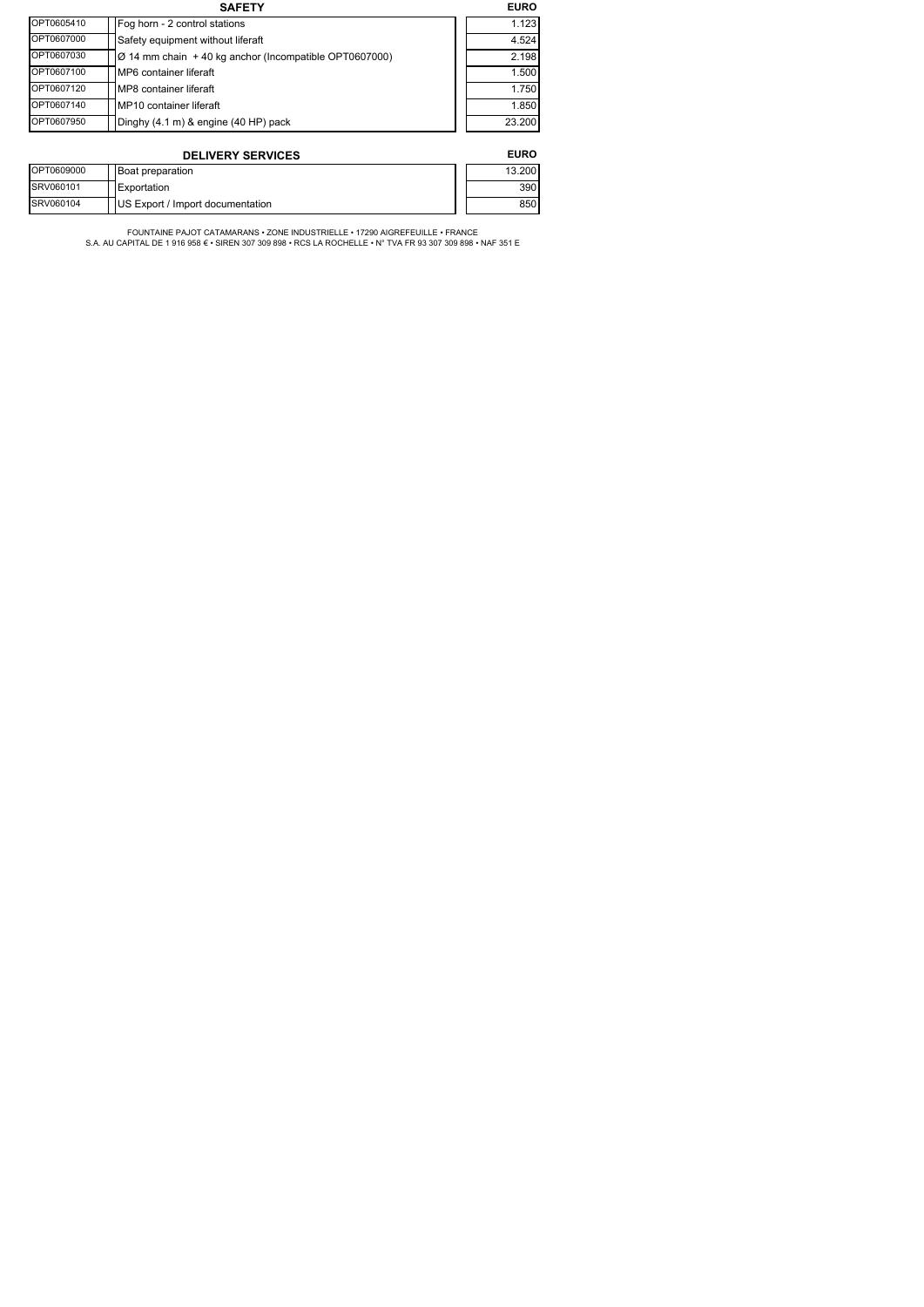| | SAFETY | EURO |
|---|---|---|
| OPT0605410 | Fog horn - 2 control stations | 1.123 |
| OPT0607000 | Safety equipment without liferaft | 4.524 |
| OPT0607030 | Ø 14 mm chain + 40 kg anchor (Incompatible OPT0607000) | 2.198 |
| OPT0607100 | MP6 container liferaft | 1.500 |
| OPT0607120 | MP8 container liferaft | 1.750 |
| OPT0607140 | MP10 container liferaft | 1.850 |
| OPT0607950 | Dinghy (4.1 m) & engine (40 HP) pack | 23.200 |

| | DELIVERY SERVICES | EURO |
|---|---|---|
| OPT0609000 | Boat preparation | 13.200 |
| SRV060101 | Exportation | 390 |
| SRV060104 | US Export / Import documentation | 850 |

FOUNTAINE PAJOT CATAMARANS • ZONE INDUSTRIELLE • 17290 AIGREFEUILLE • FRANCE
S.A. AU CAPITAL DE 1 916 958 € • SIREN 307 309 898 • RCS LA ROCHELLE • N° TVA FR 93 307 309 898 • NAF 351 E